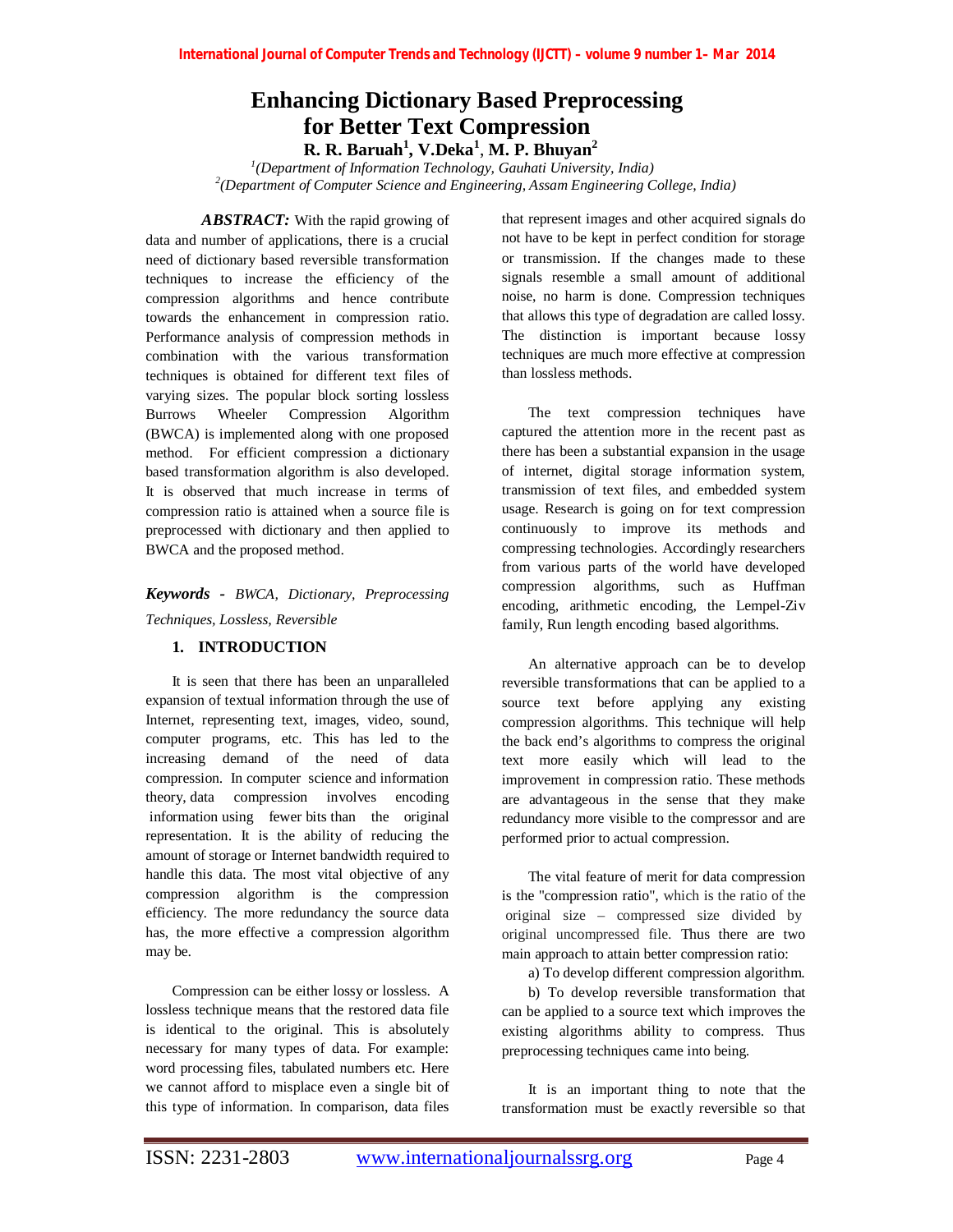# Enhancing Dictionary Based Preprocessing for Better Text Compression

**R. R. Baruah[1], V.Deka[1], M. P. Bhuyan[2]**

*[1](Department of Information Technology, Gauhati University, India)*
*[2](Department of Computer Science and Engineering, Assam Engineering College, India)*

***ABSTRACT:*** With the rapid growing of data and number of applications, there is a crucial need of dictionary based reversible transformation techniques to increase the efficiency of the compression algorithms and hence contribute towards the enhancement in compression ratio. Performance analysis of compression methods in combination with the various transformation techniques is obtained for different text files of varying sizes. The popular block sorting lossless Burrows Wheeler Compression Algorithm (BWCA) is implemented along with one proposed method. For efficient compression a dictionary based transformation algorithm is also developed. It is observed that much increase in terms of compression ratio is attained when a source file is preprocessed with dictionary and then applied to BWCA and the proposed method.

***Keywords -*** *BWCA, Dictionary, Preprocessing Techniques, Lossless, Reversible*

## 1. INTRODUCTION

It is seen that there has been an unparalleled expansion of textual information through the use of Internet, representing text, images, video, sound, computer programs, etc. This has led to the increasing demand of the need of data compression. In computer science and information theory, data compression involves encoding information using fewer bits than the original representation. It is the ability of reducing the amount of storage or Internet bandwidth required to handle this data. The most vital objective of any compression algorithm is the compression efficiency. The more redundancy the source data has, the more effective a compression algorithm may be.

Compression can be either lossy or lossless. A lossless technique means that the restored data file is identical to the original. This is absolutely necessary for many types of data. For example: word processing files, tabulated numbers etc. Here we cannot afford to misplace even a single bit of this type of information. In comparison, data files that represent images and other acquired signals do not have to be kept in perfect condition for storage or transmission. If the changes made to these signals resemble a small amount of additional noise, no harm is done. Compression techniques that allows this type of degradation are called lossy. The distinction is important because lossy techniques are much more effective at compression than lossless methods.

The text compression techniques have captured the attention more in the recent past as there has been a substantial expansion in the usage of internet, digital storage information system, transmission of text files, and embedded system usage. Research is going on for text compression continuously to improve its methods and compressing technologies. Accordingly researchers from various parts of the world have developed compression algorithms, such as Huffman encoding, arithmetic encoding, the Lempel-Ziv family, Run length encoding based algorithms.

An alternative approach can be to develop reversible transformations that can be applied to a source text before applying any existing compression algorithms. This technique will help the back end's algorithms to compress the original text more easily which will lead to the improvement in compression ratio. These methods are advantageous in the sense that they make redundancy more visible to the compressor and are performed prior to actual compression.

The vital feature of merit for data compression is the "compression ratio", which is the ratio of the original size – compressed size divided by original uncompressed file. Thus there are two main approach to attain better compression ratio:

a) To develop different compression algorithm.

b) To develop reversible transformation that can be applied to a source text which improves the existing algorithms ability to compress. Thus preprocessing techniques came into being.

It is an important thing to note that the transformation must be exactly reversible so that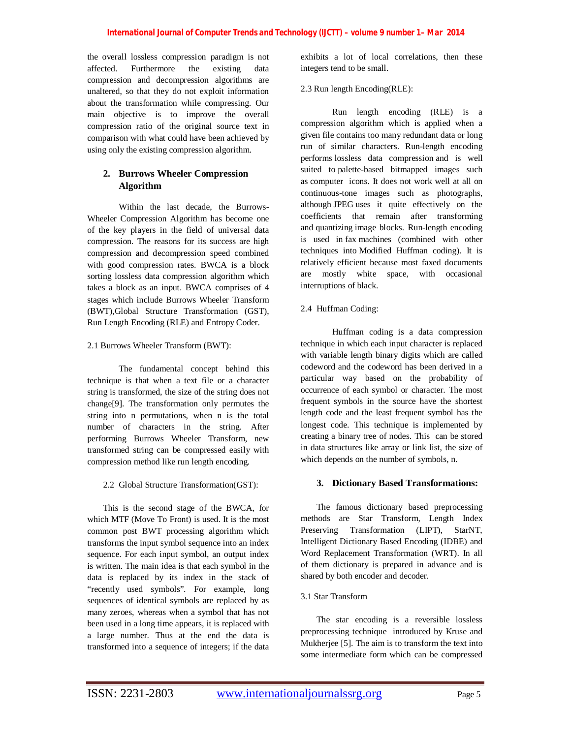the overall lossless compression paradigm is not affected. Furthermore the existing data compression and decompression algorithms are unaltered, so that they do not exploit information about the transformation while compressing. Our main objective is to improve the overall compression ratio of the original source text in comparison with what could have been achieved by using only the existing compression algorithm.

## 2. Burrows Wheeler Compression Algorithm

Within the last decade, the Burrows-Wheeler Compression Algorithm has become one of the key players in the field of universal data compression. The reasons for its success are high compression and decompression speed combined with good compression rates. BWCA is a block sorting lossless data compression algorithm which takes a block as an input. BWCA comprises of 4 stages which include Burrows Wheeler Transform (BWT),Global Structure Transformation (GST), Run Length Encoding (RLE) and Entropy Coder.

### 2.1 Burrows Wheeler Transform (BWT):

The fundamental concept behind this technique is that when a text file or a character string is transformed, the size of the string does not change[9]. The transformation only permutes the string into n permutations, when n is the total number of characters in the string. After performing Burrows Wheeler Transform, new transformed string can be compressed easily with compression method like run length encoding.

### 2.2 Global Structure Transformation(GST):

This is the second stage of the BWCA, for which MTF (Move To Front) is used. It is the most common post BWT processing algorithm which transforms the input symbol sequence into an index sequence. For each input symbol, an output index is written. The main idea is that each symbol in the data is replaced by its index in the stack of "recently used symbols". For example, long sequences of identical symbols are replaced by as many zeroes, whereas when a symbol that has not been used in a long time appears, it is replaced with a large number. Thus at the end the data is transformed into a sequence of integers; if the data exhibits a lot of local correlations, then these integers tend to be small.

### 2.3 Run length Encoding(RLE):

Run length encoding (RLE) is a compression algorithm which is applied when a given file contains too many redundant data or long run of similar characters. Run-length encoding performs lossless data compression and is well suited to palette-based bitmapped images such as computer icons. It does not work well at all on continuous-tone images such as photographs, although JPEG uses it quite effectively on the coefficients that remain after transforming and quantizing image blocks. Run-length encoding is used in fax machines (combined with other techniques into Modified Huffman coding). It is relatively efficient because most faxed documents are mostly white space, with occasional interruptions of black.

### 2.4 Huffman Coding:

Huffman coding is a data compression technique in which each input character is replaced with variable length binary digits which are called codeword and the codeword has been derived in a particular way based on the probability of occurrence of each symbol or character. The most frequent symbols in the source have the shortest length code and the least frequent symbol has the longest code. This technique is implemented by creating a binary tree of nodes. This can be stored in data structures like array or link list, the size of which depends on the number of symbols, n.

## 3. Dictionary Based Transformations:

The famous dictionary based preprocessing methods are Star Transform, Length Index Preserving Transformation (LIPT), StarNT, Intelligent Dictionary Based Encoding (IDBE) and Word Replacement Transformation (WRT). In all of them dictionary is prepared in advance and is shared by both encoder and decoder.

### 3.1 Star Transform

The star encoding is a reversible lossless preprocessing technique introduced by Kruse and Mukherjee [5]. The aim is to transform the text into some intermediate form which can be compressed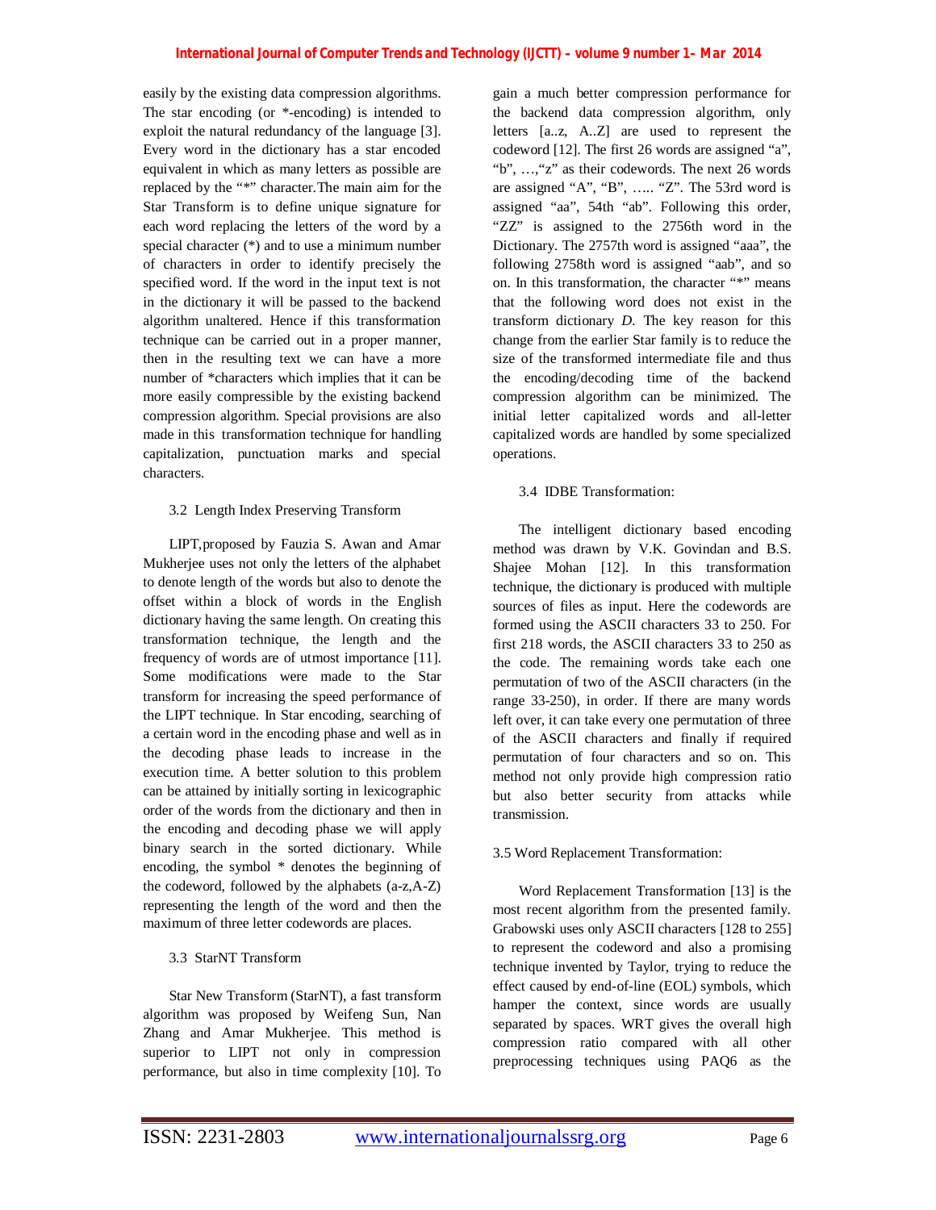easily by the existing data compression algorithms. The star encoding (or *-encoding) is intended to exploit the natural redundancy of the language [3]. Every word in the dictionary has a star encoded equivalent in which as many letters as possible are replaced by the "*" character.The main aim for the Star Transform is to define unique signature for each word replacing the letters of the word by a special character (*) and to use a minimum number of characters in order to identify precisely the specified word. If the word in the input text is not in the dictionary it will be passed to the backend algorithm unaltered. Hence if this transformation technique can be carried out in a proper manner, then in the resulting text we can have a more number of *characters which implies that it can be more easily compressible by the existing backend compression algorithm. Special provisions are also made in this transformation technique for handling capitalization, punctuation marks and special characters.

### 3.2 Length Index Preserving Transform

LIPT,proposed by Fauzia S. Awan and Amar Mukherjee uses not only the letters of the alphabet to denote length of the words but also to denote the offset within a block of words in the English dictionary having the same length. On creating this transformation technique, the length and the frequency of words are of utmost importance [11]. Some modifications were made to the Star transform for increasing the speed performance of the LIPT technique. In Star encoding, searching of a certain word in the encoding phase and well as in the decoding phase leads to increase in the execution time. A better solution to this problem can be attained by initially sorting in lexicographic order of the words from the dictionary and then in the encoding and decoding phase we will apply binary search in the sorted dictionary. While encoding, the symbol * denotes the beginning of the codeword, followed by the alphabets (a-z,A-Z) representing the length of the word and then the maximum of three letter codewords are places.

### 3.3 StarNT Transform

Star New Transform (StarNT), a fast transform algorithm was proposed by Weifeng Sun, Nan Zhang and Amar Mukherjee. This method is superior to LIPT not only in compression performance, but also in time complexity [10]. To gain a much better compression performance for the backend data compression algorithm, only letters [a..z, A..Z] are used to represent the codeword [12]. The first 26 words are assigned "a", "b", …,"z" as their codewords. The next 26 words are assigned "A", "B", ….. "Z". The 53rd word is assigned "aa", 54th "ab". Following this order, "ZZ" is assigned to the 2756th word in the Dictionary. The 2757th word is assigned "aaa", the following 2758th word is assigned "aab", and so on. In this transformation, the character "*" means that the following word does not exist in the transform dictionary *D*. The key reason for this change from the earlier Star family is to reduce the size of the transformed intermediate file and thus the encoding/decoding time of the backend compression algorithm can be minimized. The initial letter capitalized words and all-letter capitalized words are handled by some specialized operations.

### 3.4 IDBE Transformation:

The intelligent dictionary based encoding method was drawn by V.K. Govindan and B.S. Shajee Mohan [12]. In this transformation technique, the dictionary is produced with multiple sources of files as input. Here the codewords are formed using the ASCII characters 33 to 250. For first 218 words, the ASCII characters 33 to 250 as the code. The remaining words take each one permutation of two of the ASCII characters (in the range 33-250), in order. If there are many words left over, it can take every one permutation of three of the ASCII characters and finally if required permutation of four characters and so on. This method not only provide high compression ratio but also better security from attacks while transmission.

### 3.5 Word Replacement Transformation:

Word Replacement Transformation [13] is the most recent algorithm from the presented family. Grabowski uses only ASCII characters [128 to 255] to represent the codeword and also a promising technique invented by Taylor, trying to reduce the effect caused by end-of-line (EOL) symbols, which hamper the context, since words are usually separated by spaces. WRT gives the overall high compression ratio compared with all other preprocessing techniques using PAQ6 as the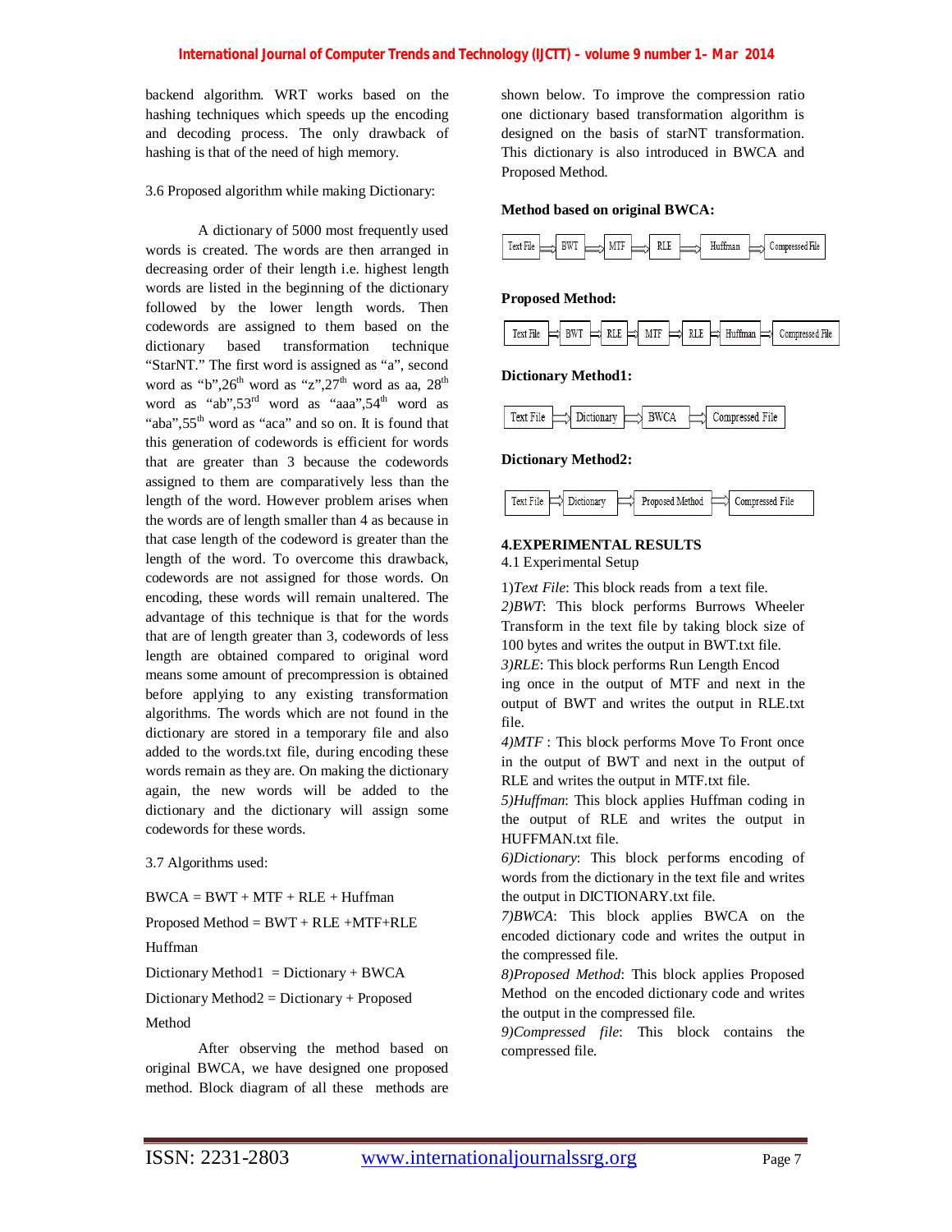backend algorithm. WRT works based on the hashing techniques which speeds up the encoding and decoding process. The only drawback of hashing is that of the need of high memory.

3.6 Proposed algorithm while making Dictionary:

A dictionary of 5000 most frequently used words is created. The words are then arranged in decreasing order of their length i.e. highest length words are listed in the beginning of the dictionary followed by the lower length words. Then codewords are assigned to them based on the dictionary based transformation technique "StarNT." The first word is assigned as "a", second word as "b",26th word as "z",27th word as aa, 28th word as "ab",53rd word as "aaa",54th word as "aba",55th word as "aca" and so on. It is found that this generation of codewords is efficient for words that are greater than 3 because the codewords assigned to them are comparatively less than the length of the word. However problem arises when the words are of length smaller than 4 as because in that case length of the codeword is greater than the length of the word. To overcome this drawback, codewords are not assigned for those words. On encoding, these words will remain unaltered. The advantage of this technique is that for the words that are of length greater than 3, codewords of less length are obtained compared to original word means some amount of precompression is obtained before applying to any existing transformation algorithms. The words which are not found in the dictionary are stored in a temporary file and also added to the words.txt file, during encoding these words remain as they are. On making the dictionary again, the new words will be added to the dictionary and the dictionary will assign some codewords for these words.

3.7 Algorithms used:

BWCA = BWT + MTF + RLE + Huffman

Proposed Method = BWT + RLE +MTF+RLE Huffman

Dictionary Method1 = Dictionary + BWCA

Dictionary Method2 = Dictionary + Proposed Method

After observing the method based on original BWCA, we have designed one proposed method. Block diagram of all these methods are shown below. To improve the compression ratio one dictionary based transformation algorithm is designed on the basis of starNT transformation. This dictionary is also introduced in BWCA and Proposed Method.

**Method based on original BWCA:**

Text File ⇒ BWT ⇒ MTF ⇒ RLE ⇒ Huffman ⇒ Compressed File

**Proposed Method:**

Text File ⇒ BWT ⇒ RLE ⇒ MTF ⇒ RLE ⇒ Huffman ⇒ Compressed File

**Dictionary Method1:**

Text File ⇒ Dictionary ⇒ BWCA ⇒ Compressed File

**Dictionary Method2:**

Text File ⇒ Dictionary ⇒ Proposed Method ⇒ Compressed File

## 4.EXPERIMENTAL RESULTS

4.1 Experimental Setup

1)*Text File*: This block reads from a text file.

2)*BWT*: This block performs Burrows Wheeler Transform in the text file by taking block size of 100 bytes and writes the output in BWT.txt file.

3)*RLE*: This block performs Run Length Encoding once in the output of MTF and next in the output of BWT and writes the output in RLE.txt file.

4)*MTF* : This block performs Move To Front once in the output of BWT and next in the output of RLE and writes the output in MTF.txt file.

5)*Huffman*: This block applies Huffman coding in the output of RLE and writes the output in HUFFMAN.txt file.

6)*Dictionary*: This block performs encoding of words from the dictionary in the text file and writes the output in DICTIONARY.txt file.

7)*BWCA*: This block applies BWCA on the encoded dictionary code and writes the output in the compressed file.

8)*Proposed Method*: This block applies Proposed Method on the encoded dictionary code and writes the output in the compressed file.

9)*Compressed file*: This block contains the compressed file.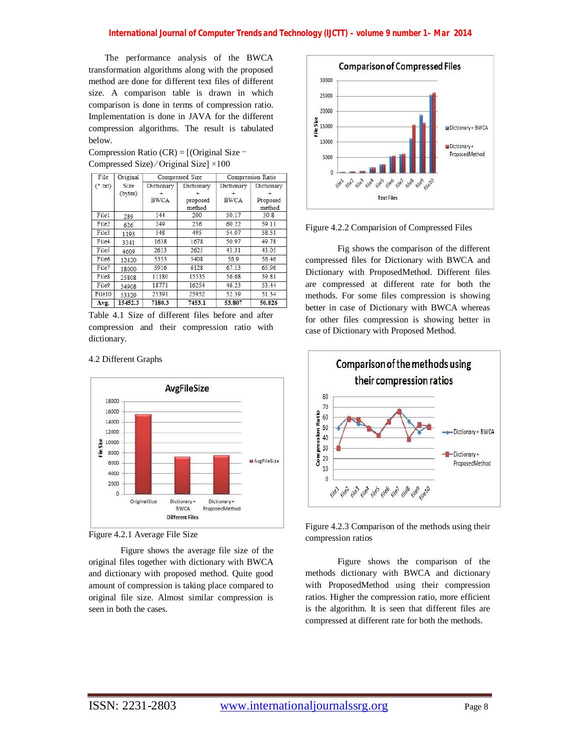The performance analysis of the BWCA transformation algorithms along with the proposed method are done for different text files of different size. A comparison table is drawn in which comparison is done in terms of compression ratio. Implementation is done in JAVA for the different compression algorithms. The result is tabulated below.

Compression Ratio (CR) = [(Original Size − Compressed Size) ∕ Original Size] ×100

| File (*.txt) | Original Size (bytes) | Compressed Size | | Compression Ratio | |
|---|---|---|---|---|---|
| | | Dictionary + BWCA | Dictionary + proposed method | Dictionary + BWCA | Dictionary + Proposed method |
| File1 | 289 | 144 | 200 | 50.17 | 30.8 |
| File2 | 626 | 249 | 256 | 60.22 | 59.11 |
| File3 | 1193 | 548 | 495 | 54.07 | 58.51 |
| File4 | 3341 | 1638 | 1678 | 50.97 | 49.78 |
| File5 | 4609 | 2613 | 2625 | 43.31 | 43.05 |
| File6 | 12420 | 5353 | 5408 | 56.9 | 56.46 |
| File7 | 18000 | 5916 | 6128 | 67.13 | 65.96 |
| File8 | 25808 | 11180 | 15535 | 56.68 | 39.81 |
| File9 | 34908 | 18771 | 16254 | 46.23 | 53.44 |
| File10 | 53320 | 25391 | 25952 | 52.39 | 51.34 |
| **Avg.** | **15452.3** | **7180.3** | **7453.1** | **53.807** | **50.826** |

Table 4.1 Size of different files before and after compression and their compression ratio with dictionary.

4.2 Different Graphs

Figure 4.2.1 Average File Size

Figure shows the average file size of the original files together with dictionary with BWCA and dictionary with proposed method. Quite good amount of compression is taking place compared to original file size. Almost similar compression is seen in both the cases.

Figure 4.2.2 Comparision of Compressed Files

Fig shows the comparison of the different compressed files for Dictionary with BWCA and Dictionary with ProposedMethod. Different files are compressed at different rate for both the methods. For some files compression is showing better in case of Dictionary with BWCA whereas for other files compression is showing better in case of Dictionary with Proposed Method.

Figure 4.2.3 Comparison of the methods using their compression ratios

Figure shows the comparison of the methods dictionary with BWCA and dictionary with ProposedMethod using their compression ratios. Higher the compression ratio, more efficient is the algorithm. It is seen that different files are compressed at different rate for both the methods.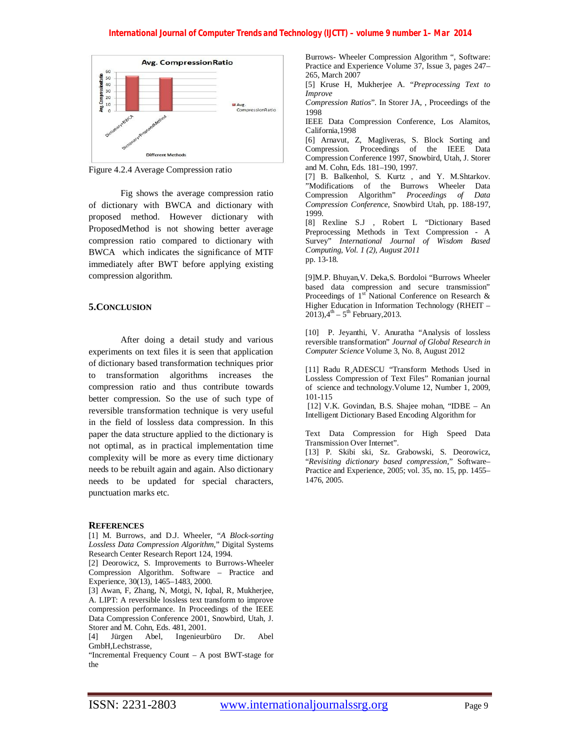Avg. CompressionRatio

60
50
40
30
20
10
0

Avg. CompressionRatio

Dictionary+BWCA

Dictionary+ProposedMethod

Different Methods

Avg. CompressionRatio

Figure 4.2.4 Average Compression ratio

Fig shows the average compression ratio of dictionary with BWCA and dictionary with proposed method. However dictionary with ProposedMethod is not showing better average compression ratio compared to dictionary with BWCA which indicates the significance of MTF immediately after BWT before applying existing compression algorithm.

## 5.CONCLUSION

After doing a detail study and various experiments on text files it is seen that application of dictionary based transformation techniques prior to transformation algorithms increases the compression ratio and thus contribute towards better compression. So the use of such type of reversible transformation technique is very useful in the field of lossless data compression. In this paper the data structure applied to the dictionary is not optimal, as in practical implementation time complexity will be more as every time dictionary needs to be rebuilt again and again. Also dictionary needs to be updated for special characters, punctuation marks etc.

## REFERENCES

[1] M. Burrows, and D.J. Wheeler, *"A Block-sorting Lossless Data Compression Algorithm,"* Digital Systems Research Center Research Report 124, 1994.

[2] Deorowicz, S. Improvements to Burrows-Wheeler Compression Algorithm. Software – Practice and Experience, 30(13), 1465–1483, 2000.

[3] Awan, F, Zhang, N, Motgi, N, Iqbal, R, Mukherjee, A. LIPT: A reversible lossless text transform to improve compression performance. In Proceedings of the IEEE Data Compression Conference 2001, Snowbird, Utah, J. Storer and M. Cohn, Eds. 481, 2001.

[4] Jürgen Abel, Ingenieurbüro Dr. Abel GmbH,Lechstrasse,
"Incremental Frequency Count – A post BWT-stage for the Burrows- Wheeler Compression Algorithm ", Software: Practice and Experience Volume 37, Issue 3, pages 247–265, March 2007

[5] Kruse H, Mukherjee A. "*Preprocessing Text to Improve Compression Ratios*". In Storer JA, , Proceedings of the 1998
IEEE Data Compression Conference, Los Alamitos, California,1998

[6] Arnavut, Z, Magliveras, S. Block Sorting and Compression. Proceedings of the IEEE Data Compression Conference 1997, Snowbird, Utah, J. Storer and M. Cohn, Eds. 181–190, 1997.

[7] B. Balkenhol, S. Kurtz , and Y. M.Shtarkov. "Modifications of the Burrows Wheeler Compression Algorithm" *Proceedings of Data Compression Conference*, Snowbird Utah, pp. 188-197, 1999.

[8] Rexline S.J , Robert L "Dictionary Based Preprocessing Methods in Text Compression - A Survey" *International Journal of Wisdom Based Computing, Vol. 1 (2), August 2011*
pp. 13-18.

[9]M.P. Bhuyan,V. Deka,S. Bordoloi "Burrows Wheeler based data compression and secure transmission" Proceedings of 1st National Conference on Research & Higher Education in Information Technology (RHEIT – 2013),4th – 5th February,2013.

[10] P. Jeyanthi, V. Anuratha "Analysis of lossless reversible transformation" *Journal of Global Research in Computer Science* Volume 3, No. 8, August 2012

[11] Radu R,ADESCU "Transform Methods Used in Lossless Compression of Text Files" Romanian journal of science and technology.Volume 12, Number 1, 2009, 101-115

[12] V.K. Govindan, B.S. Shajee mohan, "IDBE – An Intelligent Dictionary Based Encoding Algorithm for

Text Data Compression for High Speed Data Transmission Over Internet".

[13] P. Skibi ski, Sz. Grabowski, S. Deorowicz, "*Revisiting dictionary based compression,*" Software– Practice and Experience, 2005; vol. 35, no. 15, pp. 1455–1476, 2005.